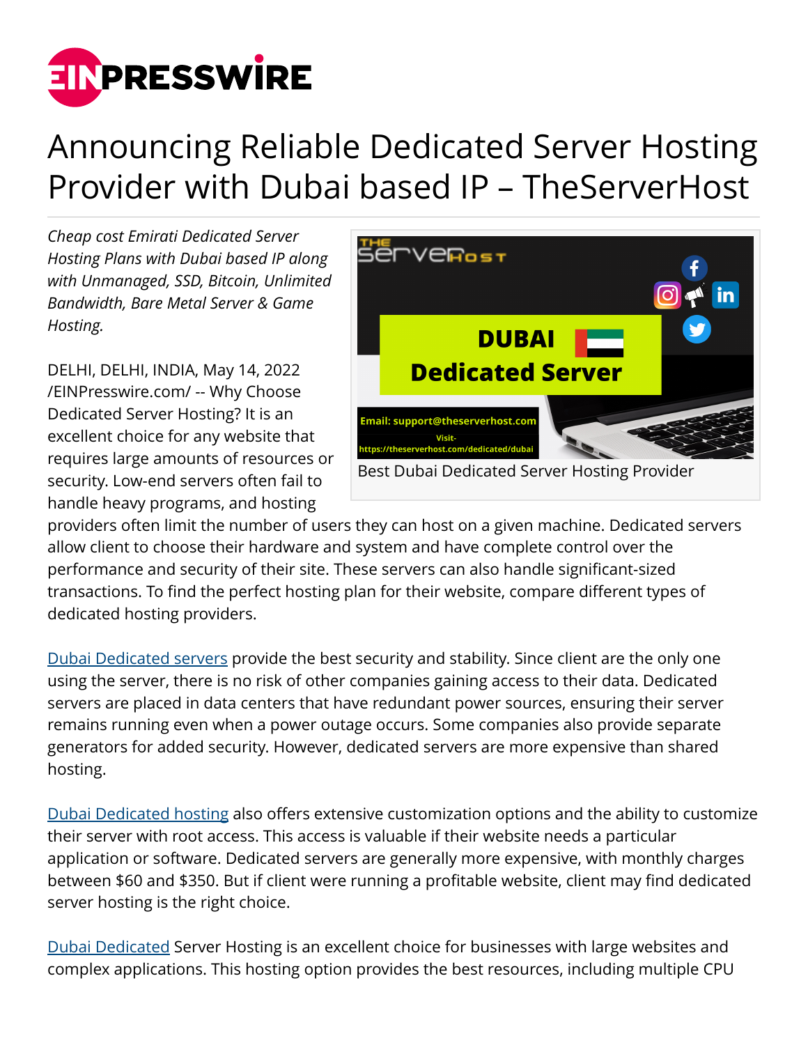# Announcing Reliable Dedicated Server Hosting Provider with Dubai based IP – TheServerHost

*Cheap cost Emirati Dedicated Server Hosting Plans with Dubai based IP along with Unmanaged, SSD, Bitcoin, Unlimited Bandwidth, Bare Metal Server & Game Hosting.*

Best Dubai Dedicated Server Hosting Provider

DELHI, DELHI, INDIA, May 14, 2022 /EINPresswire.com/ -- Why Choose Dedicated Server Hosting? It is an excellent choice for any website that requires large amounts of resources or security. Low-end servers often fail to handle heavy programs, and hosting providers often limit the number of users they can host on a given machine. Dedicated servers allow client to choose their hardware and system and have complete control over the performance and security of their site. These servers can also handle significant-sized transactions. To find the perfect hosting plan for their website, compare different types of dedicated hosting providers.

Dubai Dedicated servers provide the best security and stability. Since client are the only one using the server, there is no risk of other companies gaining access to their data. Dedicated servers are placed in data centers that have redundant power sources, ensuring their server remains running even when a power outage occurs. Some companies also provide separate generators for added security. However, dedicated servers are more expensive than shared hosting.

Dubai Dedicated hosting also offers extensive customization options and the ability to customize their server with root access. This access is valuable if their website needs a particular application or software. Dedicated servers are generally more expensive, with monthly charges between $60 and $350. But if client were running a profitable website, client may find dedicated server hosting is the right choice.

Dubai Dedicated Server Hosting is an excellent choice for businesses with large websites and complex applications. This hosting option provides the best resources, including multiple CPU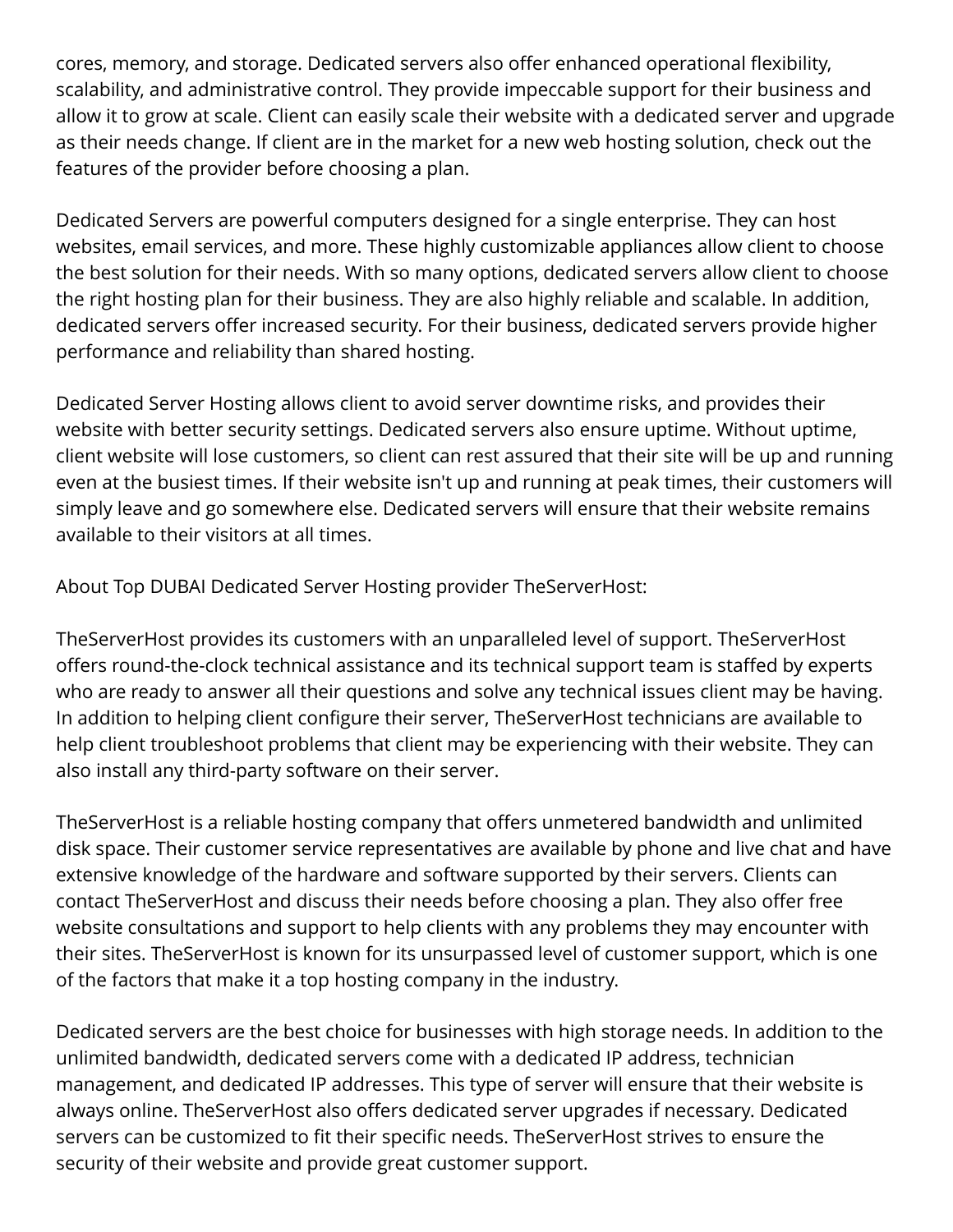cores, memory, and storage. Dedicated servers also offer enhanced operational flexibility, scalability, and administrative control. They provide impeccable support for their business and allow it to grow at scale. Client can easily scale their website with a dedicated server and upgrade as their needs change. If client are in the market for a new web hosting solution, check out the features of the provider before choosing a plan.

Dedicated Servers are powerful computers designed for a single enterprise. They can host websites, email services, and more. These highly customizable appliances allow client to choose the best solution for their needs. With so many options, dedicated servers allow client to choose the right hosting plan for their business. They are also highly reliable and scalable. In addition, dedicated servers offer increased security. For their business, dedicated servers provide higher performance and reliability than shared hosting.

Dedicated Server Hosting allows client to avoid server downtime risks, and provides their website with better security settings. Dedicated servers also ensure uptime. Without uptime, client website will lose customers, so client can rest assured that their site will be up and running even at the busiest times. If their website isn't up and running at peak times, their customers will simply leave and go somewhere else. Dedicated servers will ensure that their website remains available to their visitors at all times.

About Top DUBAI Dedicated Server Hosting provider TheServerHost:

TheServerHost provides its customers with an unparalleled level of support. TheServerHost offers round-the-clock technical assistance and its technical support team is staffed by experts who are ready to answer all their questions and solve any technical issues client may be having. In addition to helping client configure their server, TheServerHost technicians are available to help client troubleshoot problems that client may be experiencing with their website. They can also install any third-party software on their server.

TheServerHost is a reliable hosting company that offers unmetered bandwidth and unlimited disk space. Their customer service representatives are available by phone and live chat and have extensive knowledge of the hardware and software supported by their servers. Clients can contact TheServerHost and discuss their needs before choosing a plan. They also offer free website consultations and support to help clients with any problems they may encounter with their sites. TheServerHost is known for its unsurpassed level of customer support, which is one of the factors that make it a top hosting company in the industry.

Dedicated servers are the best choice for businesses with high storage needs. In addition to the unlimited bandwidth, dedicated servers come with a dedicated IP address, technician management, and dedicated IP addresses. This type of server will ensure that their website is always online. TheServerHost also offers dedicated server upgrades if necessary. Dedicated servers can be customized to fit their specific needs. TheServerHost strives to ensure the security of their website and provide great customer support.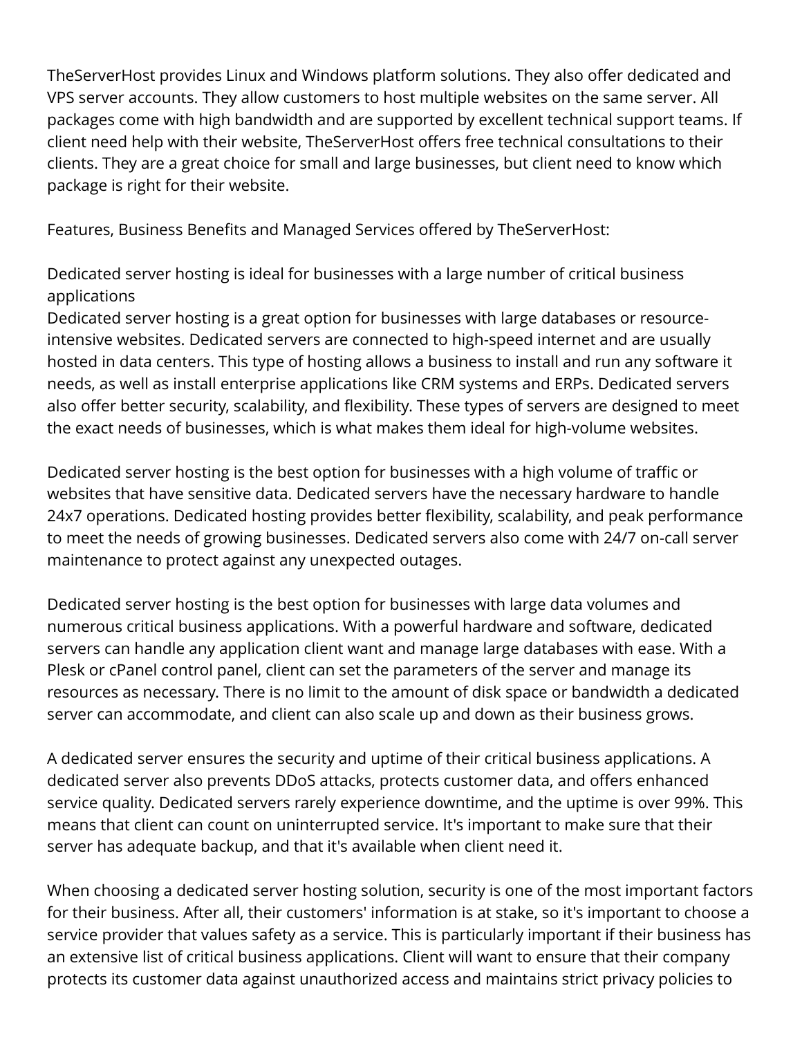TheServerHost provides Linux and Windows platform solutions. They also offer dedicated and VPS server accounts. They allow customers to host multiple websites on the same server. All packages come with high bandwidth and are supported by excellent technical support teams. If client need help with their website, TheServerHost offers free technical consultations to their clients. They are a great choice for small and large businesses, but client need to know which package is right for their website.

Features, Business Benefits and Managed Services offered by TheServerHost:

Dedicated server hosting is ideal for businesses with a large number of critical business applications
Dedicated server hosting is a great option for businesses with large databases or resource-intensive websites. Dedicated servers are connected to high-speed internet and are usually hosted in data centers. This type of hosting allows a business to install and run any software it needs, as well as install enterprise applications like CRM systems and ERPs. Dedicated servers also offer better security, scalability, and flexibility. These types of servers are designed to meet the exact needs of businesses, which is what makes them ideal for high-volume websites.

Dedicated server hosting is the best option for businesses with a high volume of traffic or websites that have sensitive data. Dedicated servers have the necessary hardware to handle 24x7 operations. Dedicated hosting provides better flexibility, scalability, and peak performance to meet the needs of growing businesses. Dedicated servers also come with 24/7 on-call server maintenance to protect against any unexpected outages.

Dedicated server hosting is the best option for businesses with large data volumes and numerous critical business applications. With a powerful hardware and software, dedicated servers can handle any application client want and manage large databases with ease. With a Plesk or cPanel control panel, client can set the parameters of the server and manage its resources as necessary. There is no limit to the amount of disk space or bandwidth a dedicated server can accommodate, and client can also scale up and down as their business grows.

A dedicated server ensures the security and uptime of their critical business applications. A dedicated server also prevents DDoS attacks, protects customer data, and offers enhanced service quality. Dedicated servers rarely experience downtime, and the uptime is over 99%. This means that client can count on uninterrupted service. It's important to make sure that their server has adequate backup, and that it's available when client need it.

When choosing a dedicated server hosting solution, security is one of the most important factors for their business. After all, their customers' information is at stake, so it's important to choose a service provider that values safety as a service. This is particularly important if their business has an extensive list of critical business applications. Client will want to ensure that their company protects its customer data against unauthorized access and maintains strict privacy policies to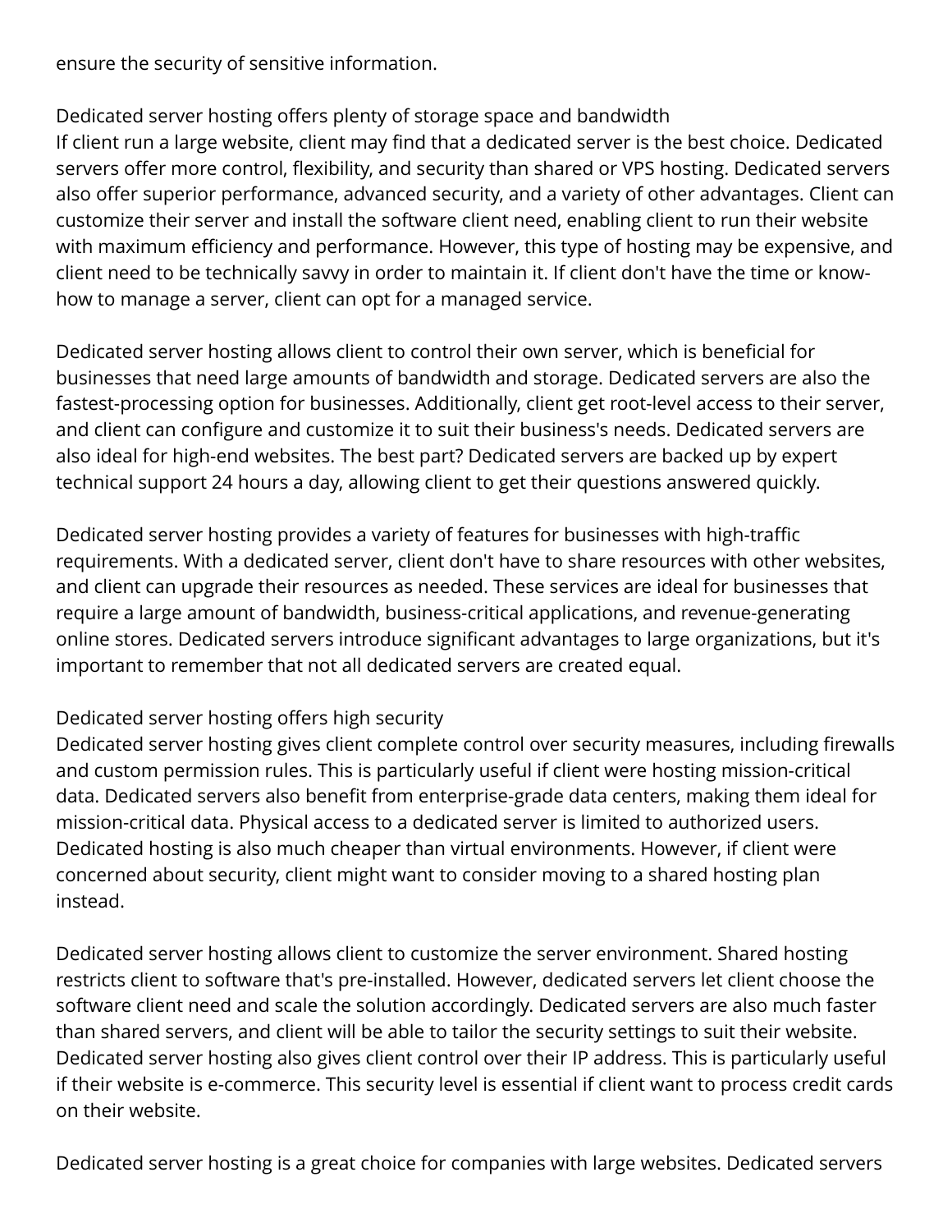ensure the security of sensitive information.

## Dedicated server hosting offers plenty of storage space and bandwidth

If client run a large website, client may find that a dedicated server is the best choice. Dedicated servers offer more control, flexibility, and security than shared or VPS hosting. Dedicated servers also offer superior performance, advanced security, and a variety of other advantages. Client can customize their server and install the software client need, enabling client to run their website with maximum efficiency and performance. However, this type of hosting may be expensive, and client need to be technically savvy in order to maintain it. If client don't have the time or know-how to manage a server, client can opt for a managed service.

Dedicated server hosting allows client to control their own server, which is beneficial for businesses that need large amounts of bandwidth and storage. Dedicated servers are also the fastest-processing option for businesses. Additionally, client get root-level access to their server, and client can configure and customize it to suit their business's needs. Dedicated servers are also ideal for high-end websites. The best part? Dedicated servers are backed up by expert technical support 24 hours a day, allowing client to get their questions answered quickly.

Dedicated server hosting provides a variety of features for businesses with high-traffic requirements. With a dedicated server, client don't have to share resources with other websites, and client can upgrade their resources as needed. These services are ideal for businesses that require a large amount of bandwidth, business-critical applications, and revenue-generating online stores. Dedicated servers introduce significant advantages to large organizations, but it's important to remember that not all dedicated servers are created equal.

## Dedicated server hosting offers high security

Dedicated server hosting gives client complete control over security measures, including firewalls and custom permission rules. This is particularly useful if client were hosting mission-critical data. Dedicated servers also benefit from enterprise-grade data centers, making them ideal for mission-critical data. Physical access to a dedicated server is limited to authorized users. Dedicated hosting is also much cheaper than virtual environments. However, if client were concerned about security, client might want to consider moving to a shared hosting plan instead.

Dedicated server hosting allows client to customize the server environment. Shared hosting restricts client to software that's pre-installed. However, dedicated servers let client choose the software client need and scale the solution accordingly. Dedicated servers are also much faster than shared servers, and client will be able to tailor the security settings to suit their website. Dedicated server hosting also gives client control over their IP address. This is particularly useful if their website is e-commerce. This security level is essential if client want to process credit cards on their website.

Dedicated server hosting is a great choice for companies with large websites. Dedicated servers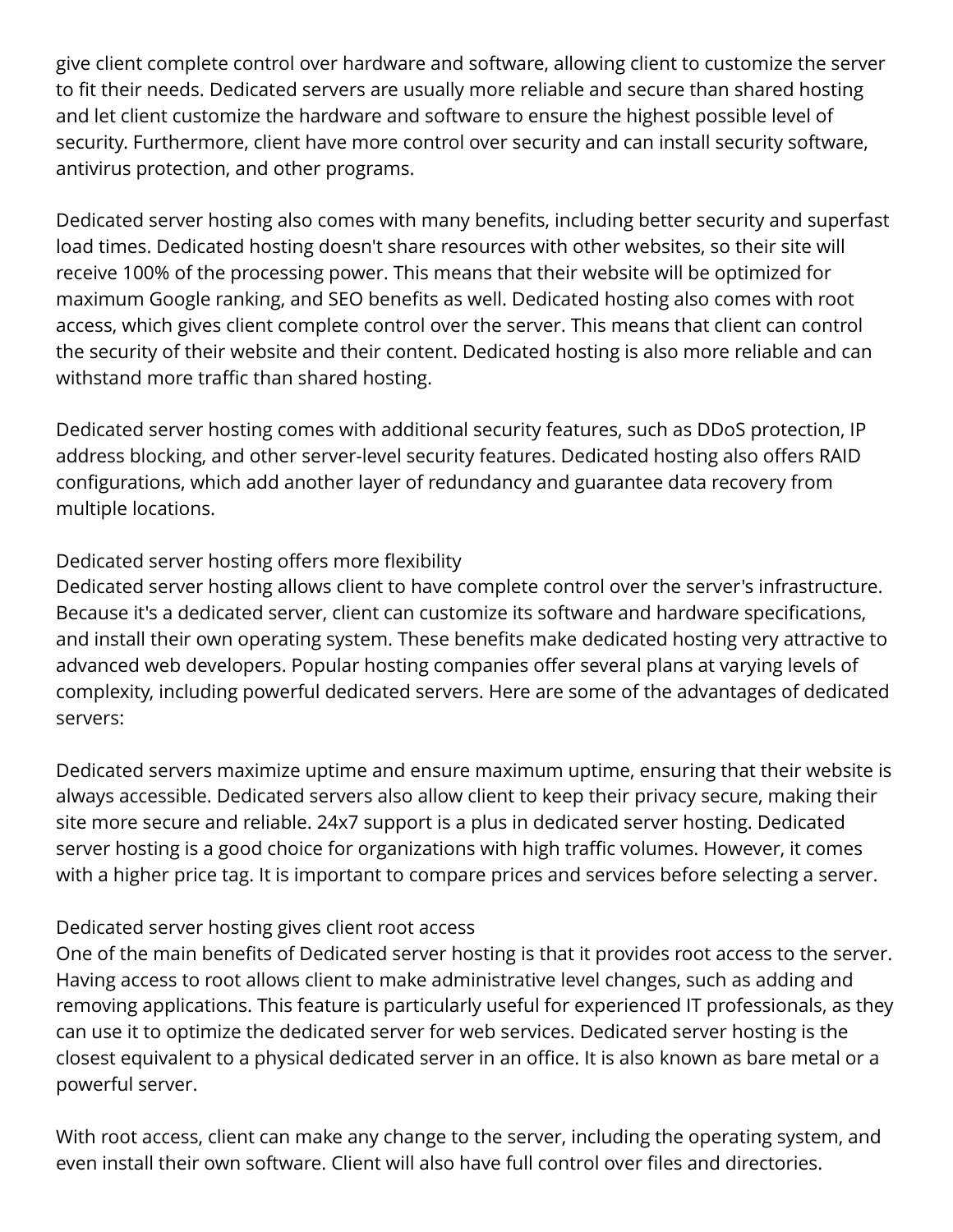give client complete control over hardware and software, allowing client to customize the server to fit their needs. Dedicated servers are usually more reliable and secure than shared hosting and let client customize the hardware and software to ensure the highest possible level of security. Furthermore, client have more control over security and can install security software, antivirus protection, and other programs.

Dedicated server hosting also comes with many benefits, including better security and superfast load times. Dedicated hosting doesn't share resources with other websites, so their site will receive 100% of the processing power. This means that their website will be optimized for maximum Google ranking, and SEO benefits as well. Dedicated hosting also comes with root access, which gives client complete control over the server. This means that client can control the security of their website and their content. Dedicated hosting is also more reliable and can withstand more traffic than shared hosting.

Dedicated server hosting comes with additional security features, such as DDoS protection, IP address blocking, and other server-level security features. Dedicated hosting also offers RAID configurations, which add another layer of redundancy and guarantee data recovery from multiple locations.

## Dedicated server hosting offers more flexibility

Dedicated server hosting allows client to have complete control over the server's infrastructure. Because it's a dedicated server, client can customize its software and hardware specifications, and install their own operating system. These benefits make dedicated hosting very attractive to advanced web developers. Popular hosting companies offer several plans at varying levels of complexity, including powerful dedicated servers. Here are some of the advantages of dedicated servers:

Dedicated servers maximize uptime and ensure maximum uptime, ensuring that their website is always accessible. Dedicated servers also allow client to keep their privacy secure, making their site more secure and reliable. 24x7 support is a plus in dedicated server hosting. Dedicated server hosting is a good choice for organizations with high traffic volumes. However, it comes with a higher price tag. It is important to compare prices and services before selecting a server.

## Dedicated server hosting gives client root access

One of the main benefits of Dedicated server hosting is that it provides root access to the server. Having access to root allows client to make administrative level changes, such as adding and removing applications. This feature is particularly useful for experienced IT professionals, as they can use it to optimize the dedicated server for web services. Dedicated server hosting is the closest equivalent to a physical dedicated server in an office. It is also known as bare metal or a powerful server.

With root access, client can make any change to the server, including the operating system, and even install their own software. Client will also have full control over files and directories.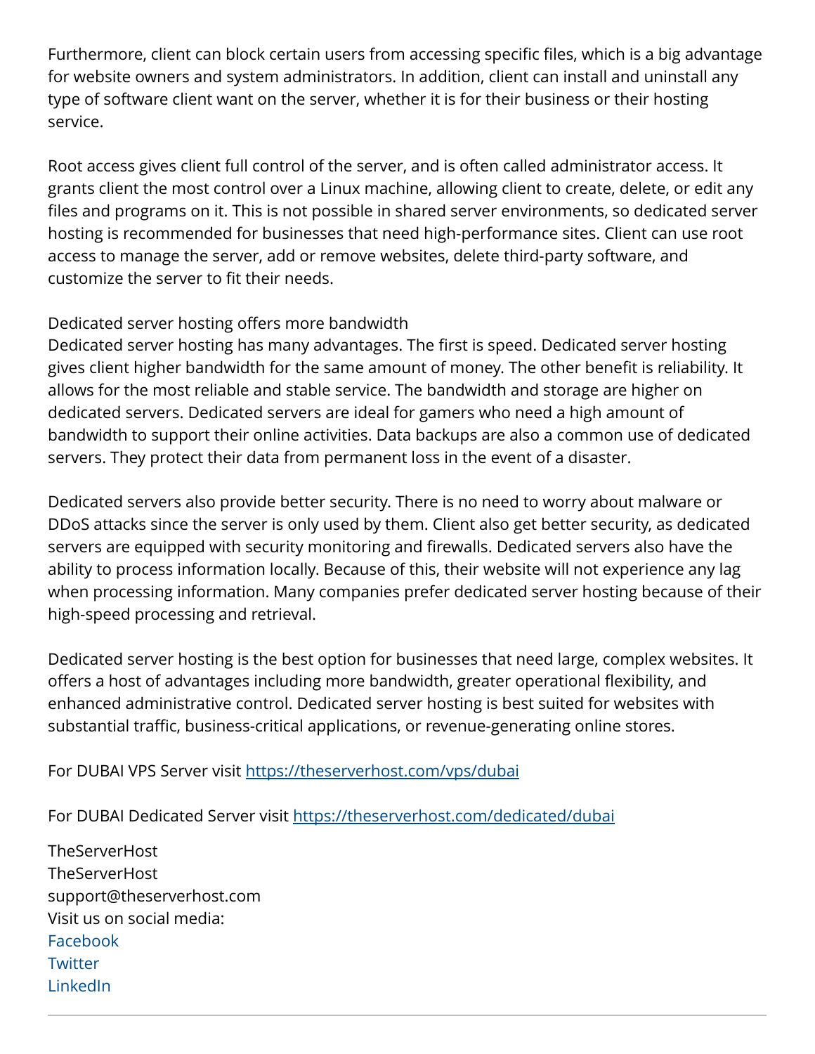Furthermore, client can block certain users from accessing specific files, which is a big advantage for website owners and system administrators. In addition, client can install and uninstall any type of software client want on the server, whether it is for their business or their hosting service.

Root access gives client full control of the server, and is often called administrator access. It grants client the most control over a Linux machine, allowing client to create, delete, or edit any files and programs on it. This is not possible in shared server environments, so dedicated server hosting is recommended for businesses that need high-performance sites. Client can use root access to manage the server, add or remove websites, delete third-party software, and customize the server to fit their needs.

Dedicated server hosting offers more bandwidth

Dedicated server hosting has many advantages. The first is speed. Dedicated server hosting gives client higher bandwidth for the same amount of money. The other benefit is reliability. It allows for the most reliable and stable service. The bandwidth and storage are higher on dedicated servers. Dedicated servers are ideal for gamers who need a high amount of bandwidth to support their online activities. Data backups are also a common use of dedicated servers. They protect their data from permanent loss in the event of a disaster.

Dedicated servers also provide better security. There is no need to worry about malware or DDoS attacks since the server is only used by them. Client also get better security, as dedicated servers are equipped with security monitoring and firewalls. Dedicated servers also have the ability to process information locally. Because of this, their website will not experience any lag when processing information. Many companies prefer dedicated server hosting because of their high-speed processing and retrieval.

Dedicated server hosting is the best option for businesses that need large, complex websites. It offers a host of advantages including more bandwidth, greater operational flexibility, and enhanced administrative control. Dedicated server hosting is best suited for websites with substantial traffic, business-critical applications, or revenue-generating online stores.

For DUBAI VPS Server visit [https://theserverhost.com/vps/dubai](https://theserverhost.com/vps/dubai)

For DUBAI Dedicated Server visit [https://theserverhost.com/dedicated/dubai](https://theserverhost.com/dedicated/dubai)

TheServerHost
TheServerHost
support@theserverhost.com
Visit us on social media:
Facebook
Twitter
LinkedIn

---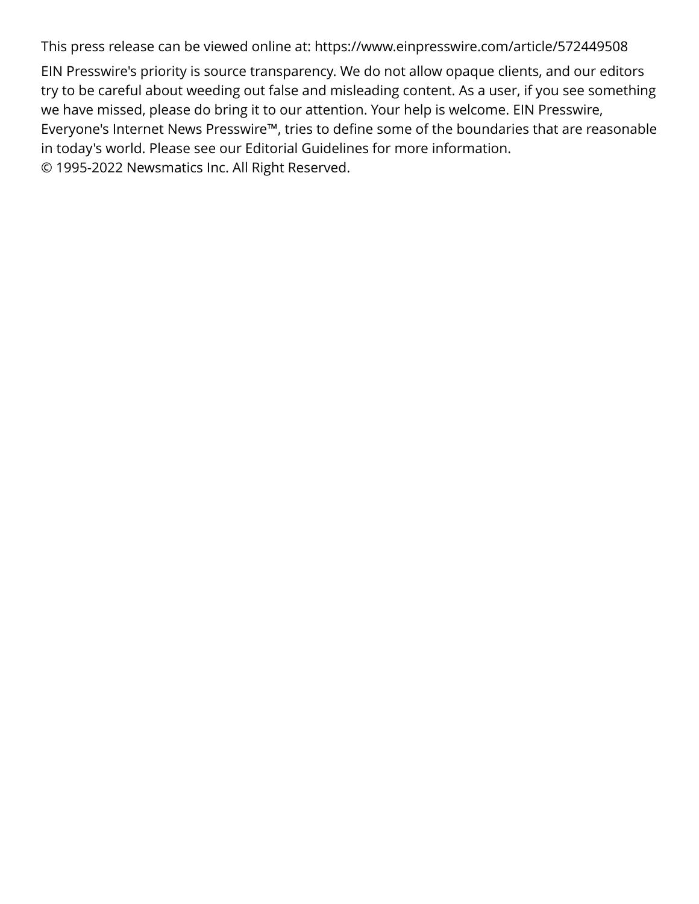This press release can be viewed online at: https://www.einpresswire.com/article/572449508

EIN Presswire's priority is source transparency. We do not allow opaque clients, and our editors try to be careful about weeding out false and misleading content. As a user, if you see something we have missed, please do bring it to our attention. Your help is welcome. EIN Presswire, Everyone's Internet News Presswire™, tries to define some of the boundaries that are reasonable in today's world. Please see our Editorial Guidelines for more information.
© 1995-2022 Newsmatics Inc. All Right Reserved.